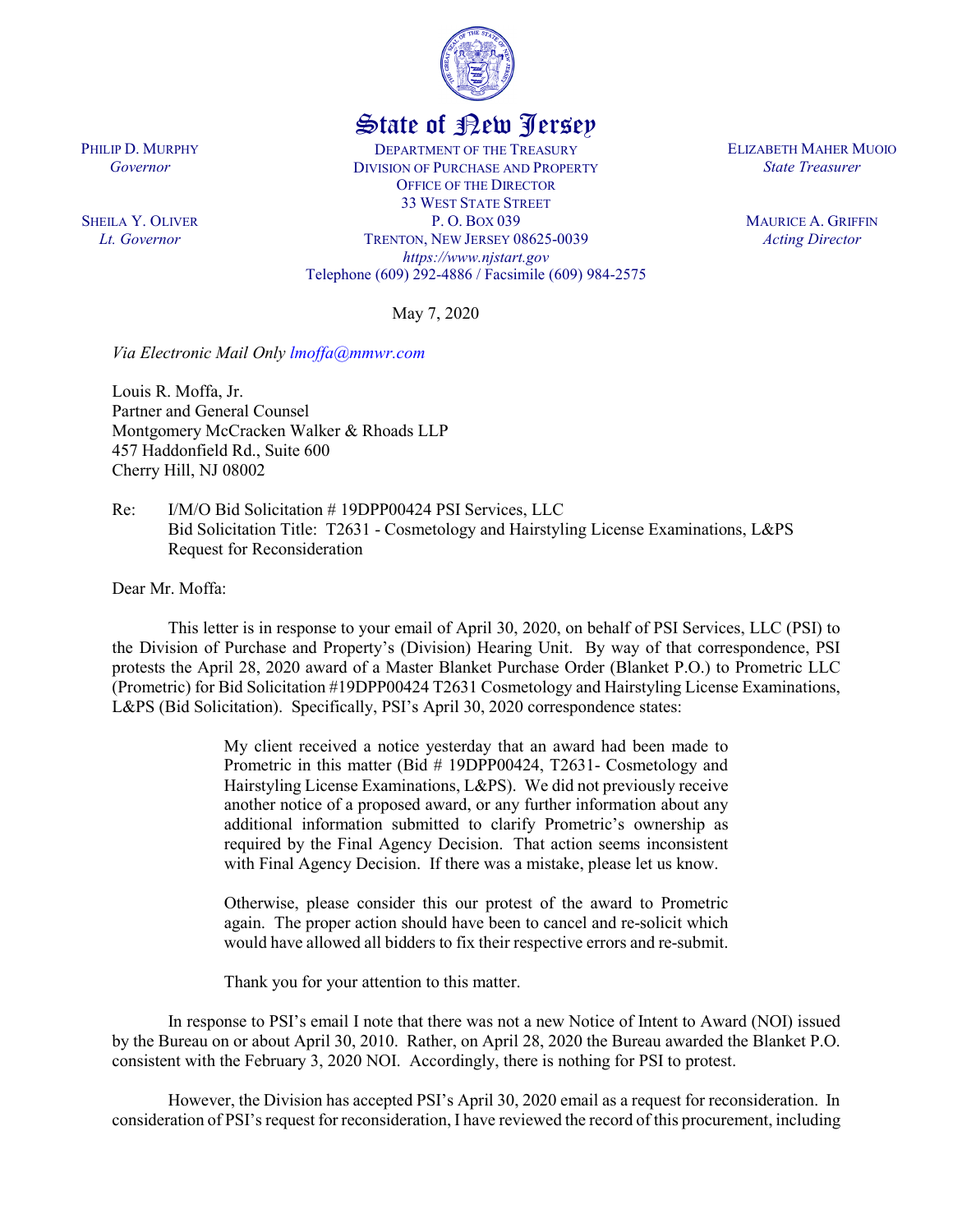# State of New Jersey

PHILIP D. MURPHY
*Governor*

SHEILA Y. OLIVER
*Lt. Governor*

DEPARTMENT OF THE TREASURY
DIVISION OF PURCHASE AND PROPERTY
OFFICE OF THE DIRECTOR
33 WEST STATE STREET
P. O. BOX 039
TRENTON, NEW JERSEY 08625-0039
*https://www.njstart.gov*
Telephone (609) 292-4886 / Facsimile (609) 984-2575

ELIZABETH MAHER MUOIO
*State Treasurer*

MAURICE A. GRIFFIN
*Acting Director*

May 7, 2020

*Via Electronic Mail Only lmoffa@mmwr.com*

Louis R. Moffa, Jr.
Partner and General Counsel
Montgomery McCracken Walker & Rhoads LLP
457 Haddonfield Rd., Suite 600
Cherry Hill, NJ 08002

Re: I/M/O Bid Solicitation # 19DPP00424 PSI Services, LLC
Bid Solicitation Title: T2631 - Cosmetology and Hairstyling License Examinations, L&PS
Request for Reconsideration

Dear Mr. Moffa:

This letter is in response to your email of April 30, 2020, on behalf of PSI Services, LLC (PSI) to the Division of Purchase and Property's (Division) Hearing Unit. By way of that correspondence, PSI protests the April 28, 2020 award of a Master Blanket Purchase Order (Blanket P.O.) to Prometric LLC (Prometric) for Bid Solicitation #19DPP00424 T2631 Cosmetology and Hairstyling License Examinations, L&PS (Bid Solicitation). Specifically, PSI's April 30, 2020 correspondence states:

> My client received a notice yesterday that an award had been made to Prometric in this matter (Bid # 19DPP00424, T2631- Cosmetology and Hairstyling License Examinations, L&PS). We did not previously receive another notice of a proposed award, or any further information about any additional information submitted to clarify Prometric's ownership as required by the Final Agency Decision. That action seems inconsistent with Final Agency Decision. If there was a mistake, please let us know.
>
> Otherwise, please consider this our protest of the award to Prometric again. The proper action should have been to cancel and re-solicit which would have allowed all bidders to fix their respective errors and re-submit.
>
> Thank you for your attention to this matter.

In response to PSI's email I note that there was not a new Notice of Intent to Award (NOI) issued by the Bureau on or about April 30, 2010. Rather, on April 28, 2020 the Bureau awarded the Blanket P.O. consistent with the February 3, 2020 NOI. Accordingly, there is nothing for PSI to protest.

However, the Division has accepted PSI's April 30, 2020 email as a request for reconsideration. In consideration of PSI's request for reconsideration, I have reviewed the record of this procurement, including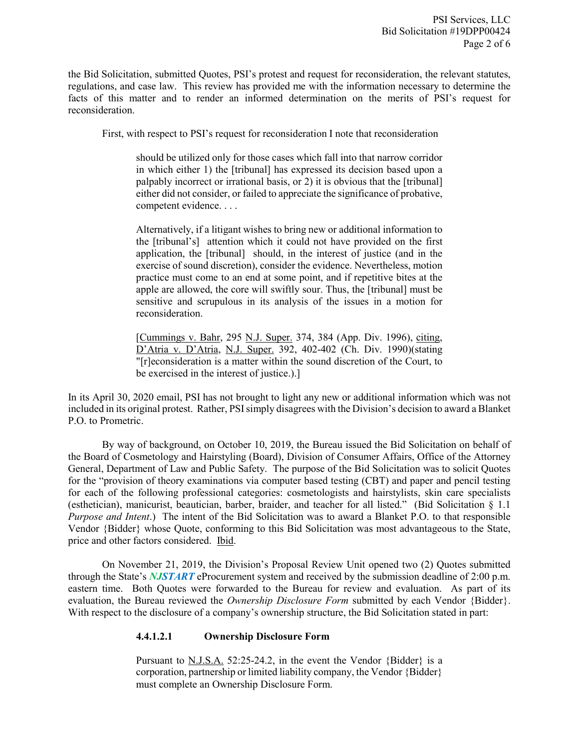the Bid Solicitation, submitted Quotes, PSI's protest and request for reconsideration, the relevant statutes, regulations, and case law. This review has provided me with the information necessary to determine the facts of this matter and to render an informed determination on the merits of PSI's request for reconsideration.

First, with respect to PSI's request for reconsideration I note that reconsideration

> should be utilized only for those cases which fall into that narrow corridor in which either 1) the [tribunal] has expressed its decision based upon a palpably incorrect or irrational basis, or 2) it is obvious that the [tribunal] either did not consider, or failed to appreciate the significance of probative, competent evidence. . . .
>
> Alternatively, if a litigant wishes to bring new or additional information to the [tribunal's] attention which it could not have provided on the first application, the [tribunal] should, in the interest of justice (and in the exercise of sound discretion), consider the evidence. Nevertheless, motion practice must come to an end at some point, and if repetitive bites at the apple are allowed, the core will swiftly sour. Thus, the [tribunal] must be sensitive and scrupulous in its analysis of the issues in a motion for reconsideration.
>
> [Cummings v. Bahr, 295 N.J. Super. 374, 384 (App. Div. 1996), citing, D'Atria v. D'Atria, N.J. Super. 392, 402-402 (Ch. Div. 1990)(stating "[r]econsideration is a matter within the sound discretion of the Court, to be exercised in the interest of justice.).]

In its April 30, 2020 email, PSI has not brought to light any new or additional information which was not included in its original protest. Rather, PSI simply disagrees with the Division's decision to award a Blanket P.O. to Prometric.

By way of background, on October 10, 2019, the Bureau issued the Bid Solicitation on behalf of the Board of Cosmetology and Hairstyling (Board), Division of Consumer Affairs, Office of the Attorney General, Department of Law and Public Safety. The purpose of the Bid Solicitation was to solicit Quotes for the "provision of theory examinations via computer based testing (CBT) and paper and pencil testing for each of the following professional categories: cosmetologists and hairstylists, skin care specialists (esthetician), manicurist, beautician, barber, braider, and teacher for all listed." (Bid Solicitation § 1.1 *Purpose and Intent*.) The intent of the Bid Solicitation was to award a Blanket P.O. to that responsible Vendor {Bidder} whose Quote, conforming to this Bid Solicitation was most advantageous to the State, price and other factors considered. Ibid.

On November 21, 2019, the Division's Proposal Review Unit opened two (2) Quotes submitted through the State's ***NJSTART*** eProcurement system and received by the submission deadline of 2:00 p.m. eastern time. Both Quotes were forwarded to the Bureau for review and evaluation. As part of its evaluation, the Bureau reviewed the *Ownership Disclosure Form* submitted by each Vendor {Bidder}. With respect to the disclosure of a company's ownership structure, the Bid Solicitation stated in part:

> **4.4.1.2.1 Ownership Disclosure Form**
>
> Pursuant to N.J.S.A. 52:25-24.2, in the event the Vendor {Bidder} is a corporation, partnership or limited liability company, the Vendor {Bidder} must complete an Ownership Disclosure Form.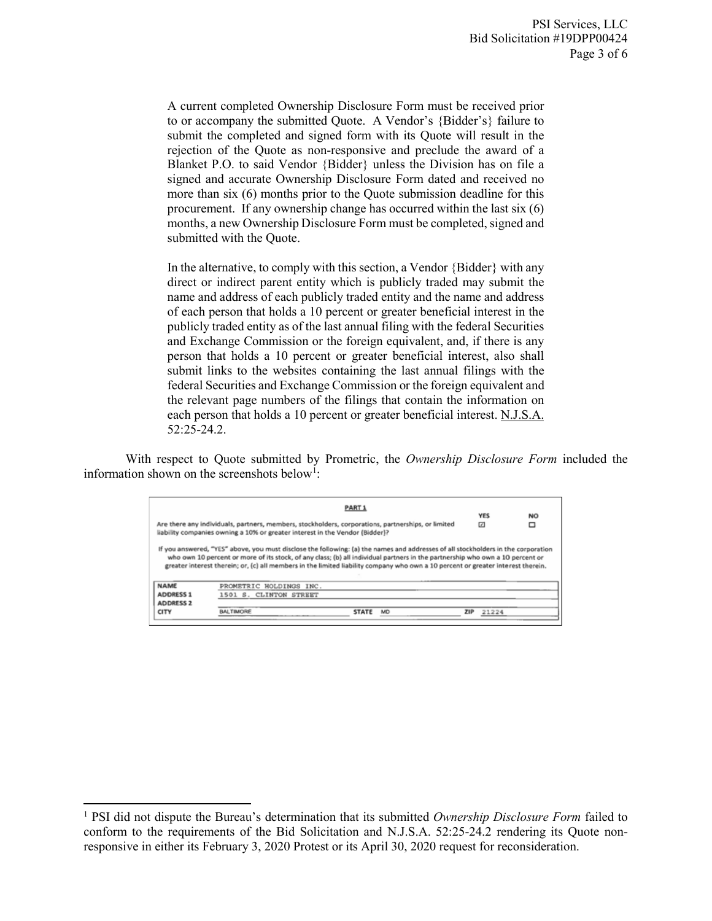> A current completed Ownership Disclosure Form must be received prior to or accompany the submitted Quote. A Vendor's {Bidder's} failure to submit the completed and signed form with its Quote will result in the rejection of the Quote as non-responsive and preclude the award of a Blanket P.O. to said Vendor {Bidder} unless the Division has on file a signed and accurate Ownership Disclosure Form dated and received no more than six (6) months prior to the Quote submission deadline for this procurement. If any ownership change has occurred within the last six (6) months, a new Ownership Disclosure Form must be completed, signed and submitted with the Quote.
>
> In the alternative, to comply with this section, a Vendor {Bidder} with any direct or indirect parent entity which is publicly traded may submit the name and address of each publicly traded entity and the name and address of each person that holds a 10 percent or greater beneficial interest in the publicly traded entity as of the last annual filing with the federal Securities and Exchange Commission or the foreign equivalent, and, if there is any person that holds a 10 percent or greater beneficial interest, also shall submit links to the websites containing the last annual filings with the federal Securities and Exchange Commission or the foreign equivalent and the relevant page numbers of the filings that contain the information on each person that holds a 10 percent or greater beneficial interest. N.J.S.A. 52:25-24.2.

With respect to Quote submitted by Prometric, the *Ownership Disclosure Form* included the information shown on the screenshots below[1]:

**PART 1**

| | YES | NO |
|---|---|---|
| Are there any individuals, partners, members, stockholders, corporations, partnerships, or limited liability companies owning a 10% or greater interest in the Vendor {Bidder}? | ☑ | ☐ |

If you answered, "YES" above, you must disclose the following: (a) the names and addresses of all stockholders in the corporation who own 10 percent or more of its stock, of any class; (b) all individual partners in the partnership who own a 10 percent or greater interest therein; or, (c) all members in the limited liability company who own a 10 percent or greater interest therein.

| | | | | | |
|---|---|---|---|---|---|
| NAME | PROMETRIC HOLDINGS INC. | | | | |
| ADDRESS 1 | 1501 S. CLINTON STREET | | | | |
| ADDRESS 2 | | | | | |
| CITY | BALTIMORE | STATE | MD | ZIP | 21224 |

---

[1] PSI did not dispute the Bureau's determination that its submitted *Ownership Disclosure Form* failed to conform to the requirements of the Bid Solicitation and N.J.S.A. 52:25-24.2 rendering its Quote non-responsive in either its February 3, 2020 Protest or its April 30, 2020 request for reconsideration.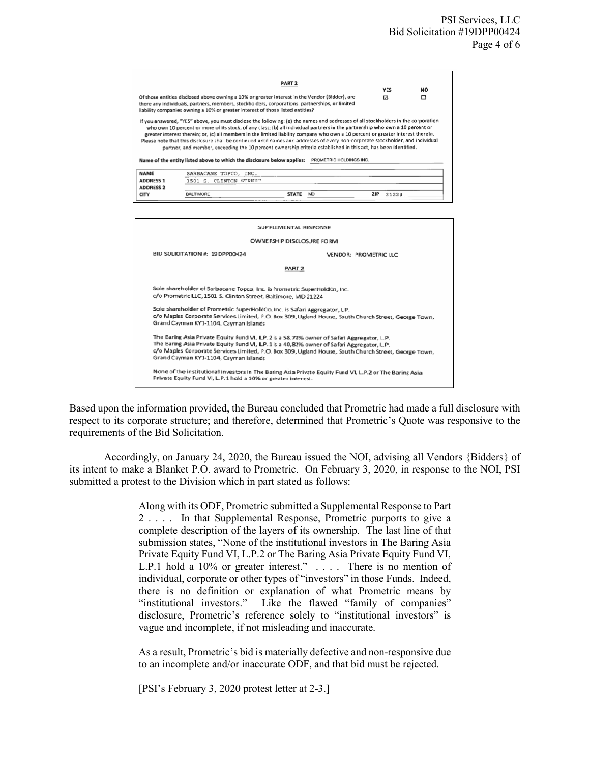**PART 2**

| | YES | NO |
|---|---|---|
| Of those entities disclosed above owning a 10% or greater interest in the Vendor {Bidder}, are there any individuals, partners, members, stockholders, corporations, partnerships, or limited liability companies owning a 10% or greater interest of those listed entities? | ☑ | ☐ |

If you answered, "YES" above, you must disclose the following: (a) the names and addresses of all stockholders in the corporation who own 10 percent or more of its stock, of any class; (b) all individual partners in the partnership who own a 10 percent or greater interest therein; or, (c) all members in the limited liability company who own a 10 percent or greater interest therein. Please note that this disclosure shall be continued until names and addresses of every non-corporate stockholder, and individual partner, and member, exceeding the 10 percent ownership criteria established in this act, has been identified.

**Name of the entity listed above to which the disclosure below applies:** PROMETRIC HOLDINGS INC.

| | | | |
|---|---|---|---|
| NAME | SARBACANE TOPCO, INC. | | |
| ADDRESS 1 | 1501 S. CLINTON STREET | | |
| ADDRESS 2 | | | |
| CITY | BALTIMORE | STATE MD | ZIP 21223 |

SUPPLEMENTAL RESPONSE

OWNERSHIP DISCLOSURE FORM

BID SOLICITATION #: 19DPP00424 VENDOR: PROMETRIC LLC

PART 2

Sole shareholder of Sarbacane Topco, Inc. is Prometric SuperHoldCo, Inc.
c/o Prometric LLC, 1501 S. Clinton Street, Baltimore, MD 21224

Sole shareholder of Prometric SuperHoldCo, Inc. is Safari Aggregator, LP.
c/o Maples Corporate Services Limited, P.O. Box 309, Ugland House, South Church Street, George Town, Grand Cayman KY1-1104, Cayman Islands

The Baring Asia Private Equity Fund VI, L.P.2 is a 58.78% owner of Safari Aggregator, L.P.
The Baring Asia Private Equity Fund VI, L.P.1 is a 40,82% owner of Safari Aggregator, L.P.
c/o Maples Corporate Services Limited, P.O. Box 309, Ugland House, South Church Street, George Town, Grand Cayman KY1-1104, Cayman Islands

None of the institutional investors in The Baring Asia Private Equity Fund VI, L.P.2 or The Baring Asia Private Equity Fund VI, L.P.1 hold a 10% or greater interest.

Based upon the information provided, the Bureau concluded that Prometric had made a full disclosure with respect to its corporate structure; and therefore, determined that Prometric's Quote was responsive to the requirements of the Bid Solicitation.

Accordingly, on January 24, 2020, the Bureau issued the NOI, advising all Vendors {Bidders} of its intent to make a Blanket P.O. award to Prometric. On February 3, 2020, in response to the NOI, PSI submitted a protest to the Division which in part stated as follows:

> Along with its ODF, Prometric submitted a Supplemental Response to Part 2 . . . . In that Supplemental Response, Prometric purports to give a complete description of the layers of its ownership. The last line of that submission states, "None of the institutional investors in The Baring Asia Private Equity Fund VI, L.P.2 or The Baring Asia Private Equity Fund VI, L.P.1 hold a 10% or greater interest." . . . . There is no mention of individual, corporate or other types of "investors" in those Funds. Indeed, there is no definition or explanation of what Prometric means by "institutional investors." Like the flawed "family of companies" disclosure, Prometric's reference solely to "institutional investors" is vague and incomplete, if not misleading and inaccurate.
>
> As a result, Prometric's bid is materially defective and non-responsive due to an incomplete and/or inaccurate ODF, and that bid must be rejected.
>
> [PSI's February 3, 2020 protest letter at 2-3.]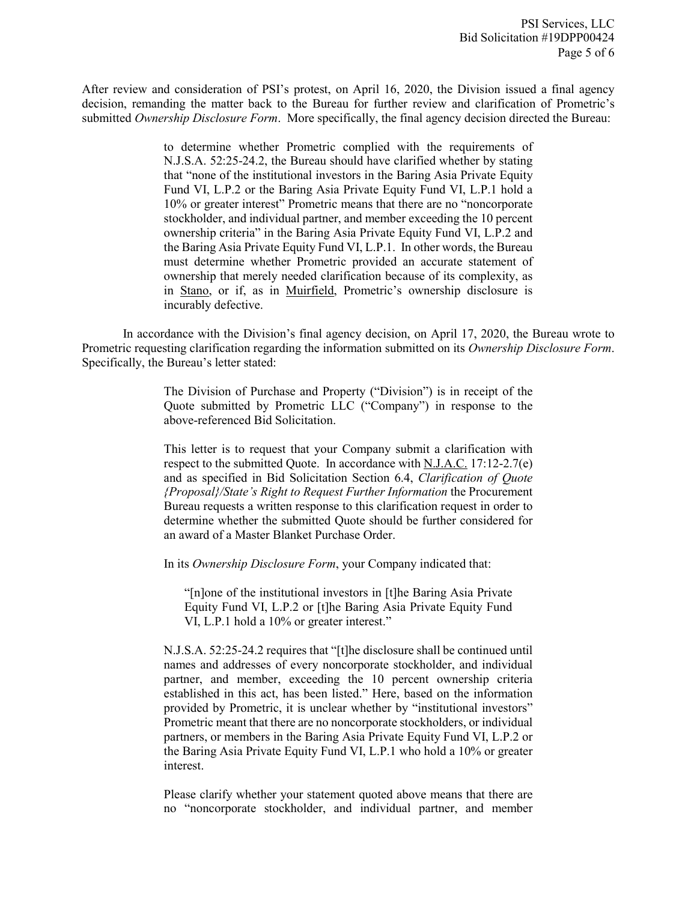After review and consideration of PSI's protest, on April 16, 2020, the Division issued a final agency decision, remanding the matter back to the Bureau for further review and clarification of Prometric's submitted *Ownership Disclosure Form*. More specifically, the final agency decision directed the Bureau:

> to determine whether Prometric complied with the requirements of N.J.S.A. 52:25-24.2, the Bureau should have clarified whether by stating that "none of the institutional investors in the Baring Asia Private Equity Fund VI, L.P.2 or the Baring Asia Private Equity Fund VI, L.P.1 hold a 10% or greater interest" Prometric means that there are no "noncorporate stockholder, and individual partner, and member exceeding the 10 percent ownership criteria" in the Baring Asia Private Equity Fund VI, L.P.2 and the Baring Asia Private Equity Fund VI, L.P.1. In other words, the Bureau must determine whether Prometric provided an accurate statement of ownership that merely needed clarification because of its complexity, as in Stano, or if, as in Muirfield, Prometric's ownership disclosure is incurably defective.

In accordance with the Division's final agency decision, on April 17, 2020, the Bureau wrote to Prometric requesting clarification regarding the information submitted on its *Ownership Disclosure Form*. Specifically, the Bureau's letter stated:

> The Division of Purchase and Property ("Division") is in receipt of the Quote submitted by Prometric LLC ("Company") in response to the above-referenced Bid Solicitation.
>
> This letter is to request that your Company submit a clarification with respect to the submitted Quote. In accordance with N.J.A.C. 17:12-2.7(e) and as specified in Bid Solicitation Section 6.4, *Clarification of Quote {Proposal}/State's Right to Request Further Information* the Procurement Bureau requests a written response to this clarification request in order to determine whether the submitted Quote should be further considered for an award of a Master Blanket Purchase Order.
>
> In its *Ownership Disclosure Form*, your Company indicated that:
>
> > "[n]one of the institutional investors in [t]he Baring Asia Private Equity Fund VI, L.P.2 or [t]he Baring Asia Private Equity Fund VI, L.P.1 hold a 10% or greater interest."
>
> N.J.S.A. 52:25-24.2 requires that "[t]he disclosure shall be continued until names and addresses of every noncorporate stockholder, and individual partner, and member, exceeding the 10 percent ownership criteria established in this act, has been listed." Here, based on the information provided by Prometric, it is unclear whether by "institutional investors" Prometric meant that there are no noncorporate stockholders, or individual partners, or members in the Baring Asia Private Equity Fund VI, L.P.2 or the Baring Asia Private Equity Fund VI, L.P.1 who hold a 10% or greater interest.
>
> Please clarify whether your statement quoted above means that there are no "noncorporate stockholder, and individual partner, and member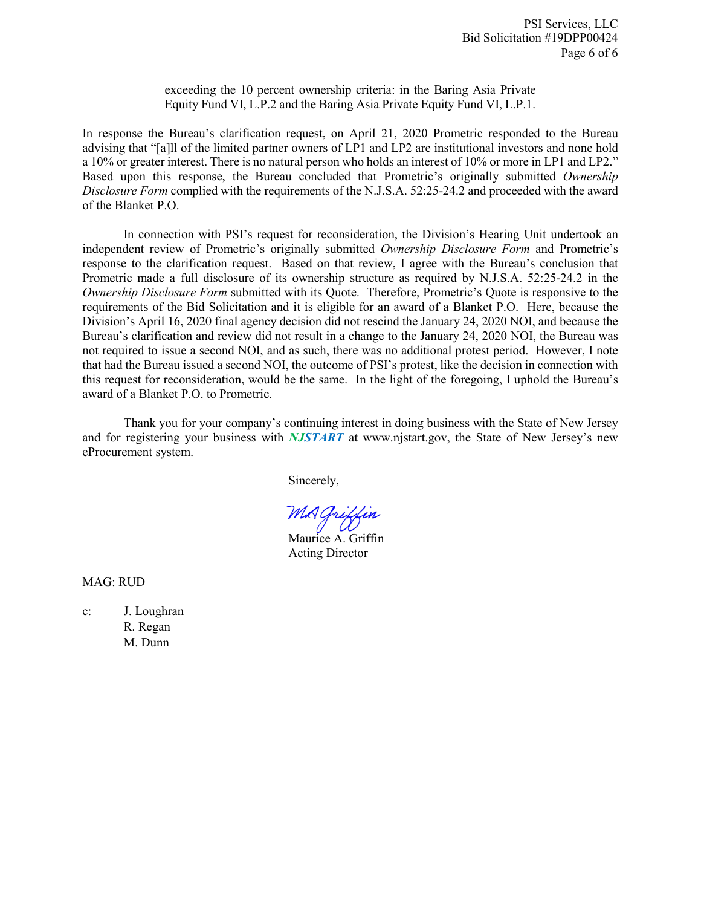exceeding the 10 percent ownership criteria: in the Baring Asia Private Equity Fund VI, L.P.2 and the Baring Asia Private Equity Fund VI, L.P.1.

In response the Bureau's clarification request, on April 21, 2020 Prometric responded to the Bureau advising that "[a]ll of the limited partner owners of LP1 and LP2 are institutional investors and none hold a 10% or greater interest. There is no natural person who holds an interest of 10% or more in LP1 and LP2." Based upon this response, the Bureau concluded that Prometric's originally submitted *Ownership Disclosure Form* complied with the requirements of the N.J.S.A. 52:25-24.2 and proceeded with the award of the Blanket P.O.

In connection with PSI's request for reconsideration, the Division's Hearing Unit undertook an independent review of Prometric's originally submitted *Ownership Disclosure Form* and Prometric's response to the clarification request. Based on that review, I agree with the Bureau's conclusion that Prometric made a full disclosure of its ownership structure as required by N.J.S.A. 52:25-24.2 in the *Ownership Disclosure Form* submitted with its Quote. Therefore, Prometric's Quote is responsive to the requirements of the Bid Solicitation and it is eligible for an award of a Blanket P.O. Here, because the Division's April 16, 2020 final agency decision did not rescind the January 24, 2020 NOI, and because the Bureau's clarification and review did not result in a change to the January 24, 2020 NOI, the Bureau was not required to issue a second NOI, and as such, there was no additional protest period. However, I note that had the Bureau issued a second NOI, the outcome of PSI's protest, like the decision in connection with this request for reconsideration, would be the same. In the light of the foregoing, I uphold the Bureau's award of a Blanket P.O. to Prometric.

Thank you for your company's continuing interest in doing business with the State of New Jersey and for registering your business with ***NJSTART*** at www.njstart.gov, the State of New Jersey's new eProcurement system.

Sincerely,

MA Griffin

Maurice A. Griffin
Acting Director

MAG: RUD

c: J. Loughran
R. Regan
M. Dunn